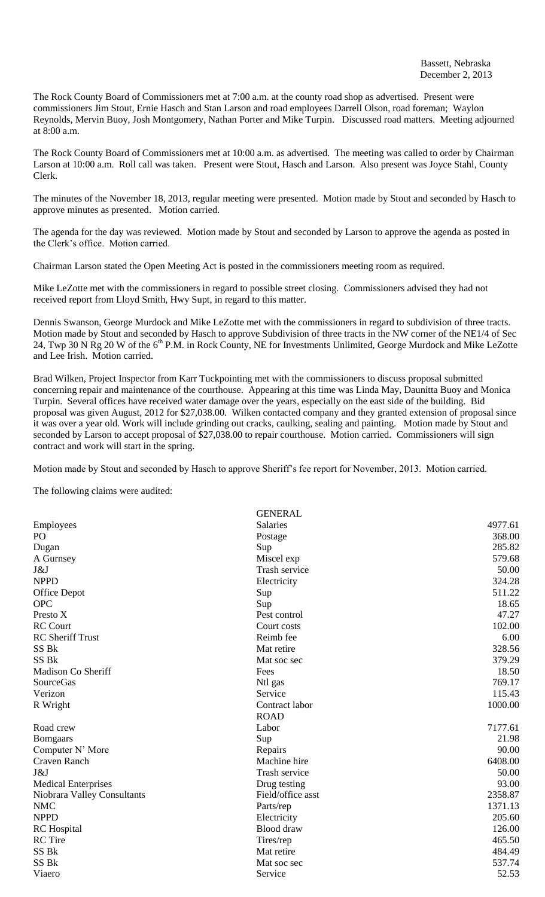Bassett, Nebraska
December 2, 2013

The Rock County Board of Commissioners met at 7:00 a.m. at the county road shop as advertised. Present were commissioners Jim Stout, Ernie Hasch and Stan Larson and road employees Darrell Olson, road foreman; Waylon Reynolds, Mervin Buoy, Josh Montgomery, Nathan Porter and Mike Turpin. Discussed road matters. Meeting adjourned at 8:00 a.m.

The Rock County Board of Commissioners met at 10:00 a.m. as advertised. The meeting was called to order by Chairman Larson at 10:00 a.m. Roll call was taken. Present were Stout, Hasch and Larson. Also present was Joyce Stahl, County Clerk.

The minutes of the November 18, 2013, regular meeting were presented. Motion made by Stout and seconded by Hasch to approve minutes as presented. Motion carried.

The agenda for the day was reviewed. Motion made by Stout and seconded by Larson to approve the agenda as posted in the Clerk's office. Motion carried.

Chairman Larson stated the Open Meeting Act is posted in the commissioners meeting room as required.

Mike LeZotte met with the commissioners in regard to possible street closing. Commissioners advised they had not received report from Lloyd Smith, Hwy Supt, in regard to this matter.

Dennis Swanson, George Murdock and Mike LeZotte met with the commissioners in regard to subdivision of three tracts. Motion made by Stout and seconded by Hasch to approve Subdivision of three tracts in the NW corner of the NE1/4 of Sec 24, Twp 30 N Rg 20 W of the 6th P.M. in Rock County, NE for Investments Unlimited, George Murdock and Mike LeZotte and Lee Irish. Motion carried.

Brad Wilken, Project Inspector from Karr Tuckpointing met with the commissioners to discuss proposal submitted concerning repair and maintenance of the courthouse. Appearing at this time was Linda May, Daunitta Buoy and Monica Turpin. Several offices have received water damage over the years, especially on the east side of the building. Bid proposal was given August, 2012 for $27,038.00. Wilken contacted company and they granted extension of proposal since it was over a year old. Work will include grinding out cracks, caulking, sealing and painting. Motion made by Stout and seconded by Larson to accept proposal of $27,038.00 to repair courthouse. Motion carried. Commissioners will sign contract and work will start in the spring.

Motion made by Stout and seconded by Hasch to approve Sheriff's fee report for November, 2013. Motion carried.

The following claims were audited:

| | GENERAL | |
|---|---|---|
| Employees | Salaries | 4977.61 |
| PO | Postage | 368.00 |
| Dugan | Sup | 285.82 |
| A Gurnsey | Miscel exp | 579.68 |
| J&J | Trash service | 50.00 |
| NPPD | Electricity | 324.28 |
| Office Depot | Sup | 511.22 |
| OPC | Sup | 18.65 |
| Presto X | Pest control | 47.27 |
| RC Court | Court costs | 102.00 |
| RC Sheriff Trust | Reimb fee | 6.00 |
| SS Bk | Mat retire | 328.56 |
| SS Bk | Mat soc sec | 379.29 |
| Madison Co Sheriff | Fees | 18.50 |
| SourceGas | Ntl gas | 769.17 |
| Verizon | Service | 115.43 |
| R Wright | Contract labor | 1000.00 |
| | ROAD | |
| Road crew | Labor | 7177.61 |
| Bomgaars | Sup | 21.98 |
| Computer N' More | Repairs | 90.00 |
| Craven Ranch | Machine hire | 6408.00 |
| J&J | Trash service | 50.00 |
| Medical Enterprises | Drug testing | 93.00 |
| Niobrara Valley Consultants | Field/office asst | 2358.87 |
| NMC | Parts/rep | 1371.13 |
| NPPD | Electricity | 205.60 |
| RC Hospital | Blood draw | 126.00 |
| RC Tire | Tires/rep | 465.50 |
| SS Bk | Mat retire | 484.49 |
| SS Bk | Mat soc sec | 537.74 |
| Viaero | Service | 52.53 |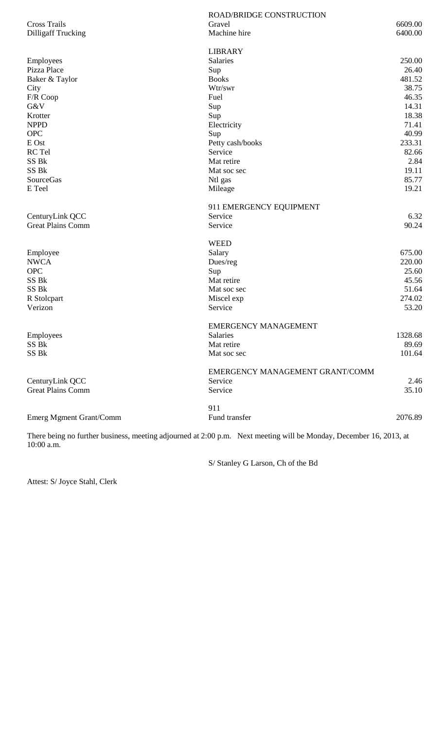| | | |
|---|---|---|
| | ROAD/BRIDGE CONSTRUCTION | |
| Cross Trails | Gravel | 6609.00 |
| Dilligaff Trucking | Machine hire | 6400.00 |
| | | |
| | LIBRARY | |
| Employees | Salaries | 250.00 |
| Pizza Place | Sup | 26.40 |
| Baker & Taylor | Books | 481.52 |
| City | Wtr/swr | 38.75 |
| F/R Coop | Fuel | 46.35 |
| G&V | Sup | 14.31 |
| Krotter | Sup | 18.38 |
| NPPD | Electricity | 71.41 |
| OPC | Sup | 40.99 |
| E Ost | Petty cash/books | 233.31 |
| RC Tel | Service | 82.66 |
| SS Bk | Mat retire | 2.84 |
| SS Bk | Mat soc sec | 19.11 |
| SourceGas | Ntl gas | 85.77 |
| E Teel | Mileage | 19.21 |
| | | |
| | 911 EMERGENCY EQUIPMENT | |
| CenturyLink QCC | Service | 6.32 |
| Great Plains Comm | Service | 90.24 |
| | | |
| | WEED | |
| Employee | Salary | 675.00 |
| NWCA | Dues/reg | 220.00 |
| OPC | Sup | 25.60 |
| SS Bk | Mat retire | 45.56 |
| SS Bk | Mat soc sec | 51.64 |
| R Stolcpart | Miscel exp | 274.02 |
| Verizon | Service | 53.20 |
| | | |
| | EMERGENCY MANAGEMENT | |
| Employees | Salaries | 1328.68 |
| SS Bk | Mat retire | 89.69 |
| SS Bk | Mat soc sec | 101.64 |
| | | |
| | EMERGENCY MANAGEMENT GRANT/COMM | |
| CenturyLink QCC | Service | 2.46 |
| Great Plains Comm | Service | 35.10 |
| | | |
| | 911 | |
| Emerg Mgment Grant/Comm | Fund transfer | 2076.89 |

There being no further business, meeting adjourned at 2:00 p.m. Next meeting will be Monday, December 16, 2013, at 10:00 a.m.

S/ Stanley G Larson, Ch of the Bd

Attest: S/ Joyce Stahl, Clerk